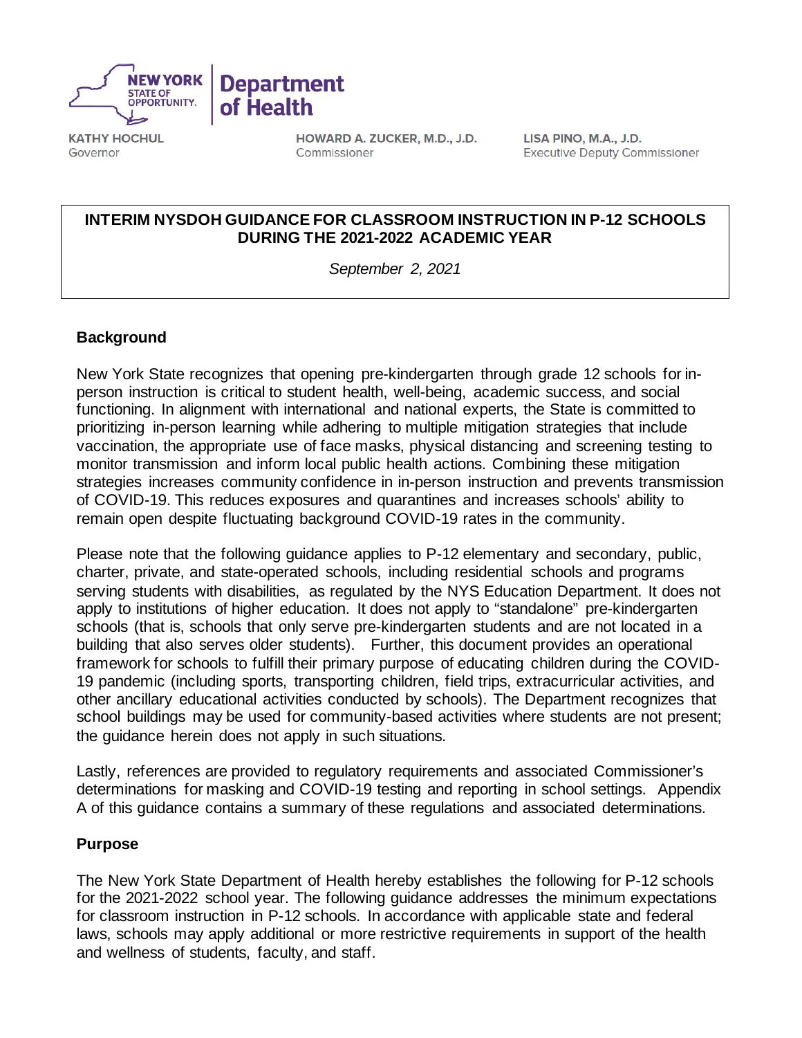NEW YORK STATE OF OPPORTUNITY. | Department of Health

KATHY HOCHUL
Governor

HOWARD A. ZUCKER, M.D., J.D.
Commissioner

LISA PINO, M.A., J.D.
Executive Deputy Commissioner

# INTERIM NYSDOH GUIDANCE FOR CLASSROOM INSTRUCTION IN P-12 SCHOOLS DURING THE 2021-2022 ACADEMIC YEAR

*September 2, 2021*

## Background

New York State recognizes that opening pre-kindergarten through grade 12 schools for in-person instruction is critical to student health, well-being, academic success, and social functioning. In alignment with international and national experts, the State is committed to prioritizing in-person learning while adhering to multiple mitigation strategies that include vaccination, the appropriate use of face masks, physical distancing and screening testing to monitor transmission and inform local public health actions. Combining these mitigation strategies increases community confidence in in-person instruction and prevents transmission of COVID-19. This reduces exposures and quarantines and increases schools' ability to remain open despite fluctuating background COVID-19 rates in the community.

Please note that the following guidance applies to P-12 elementary and secondary, public, charter, private, and state-operated schools, including residential schools and programs serving students with disabilities, as regulated by the NYS Education Department. It does not apply to institutions of higher education. It does not apply to "standalone" pre-kindergarten schools (that is, schools that only serve pre-kindergarten students and are not located in a building that also serves older students). Further, this document provides an operational framework for schools to fulfill their primary purpose of educating children during the COVID-19 pandemic (including sports, transporting children, field trips, extracurricular activities, and other ancillary educational activities conducted by schools). The Department recognizes that school buildings may be used for community-based activities where students are not present; the guidance herein does not apply in such situations.

Lastly, references are provided to regulatory requirements and associated Commissioner's determinations for masking and COVID-19 testing and reporting in school settings. Appendix A of this guidance contains a summary of these regulations and associated determinations.

## Purpose

The New York State Department of Health hereby establishes the following for P-12 schools for the 2021-2022 school year. The following guidance addresses the minimum expectations for classroom instruction in P-12 schools. In accordance with applicable state and federal laws, schools may apply additional or more restrictive requirements in support of the health and wellness of students, faculty, and staff.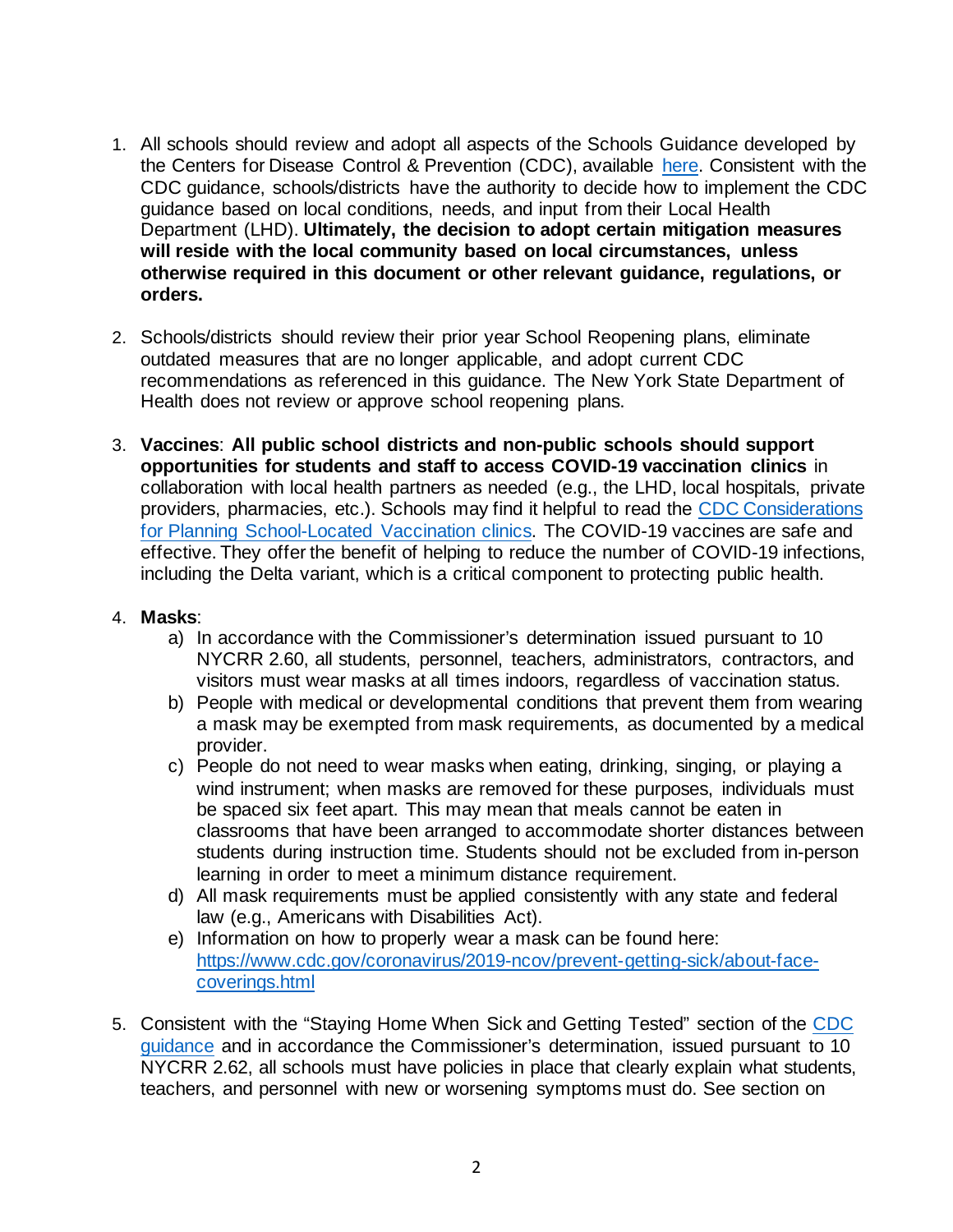1. All schools should review and adopt all aspects of the Schools Guidance developed by the Centers for Disease Control & Prevention (CDC), available [here](). Consistent with the CDC guidance, schools/districts have the authority to decide how to implement the CDC guidance based on local conditions, needs, and input from their Local Health Department (LHD). **Ultimately, the decision to adopt certain mitigation measures will reside with the local community based on local circumstances, unless otherwise required in this document or other relevant guidance, regulations, or orders.**

2. Schools/districts should review their prior year School Reopening plans, eliminate outdated measures that are no longer applicable, and adopt current CDC recommendations as referenced in this guidance. The New York State Department of Health does not review or approve school reopening plans.

3. **Vaccines**: **All public school districts and non-public schools should support opportunities for students and staff to access COVID-19 vaccination clinics** in collaboration with local health partners as needed (e.g., the LHD, local hospitals, private providers, pharmacies, etc.). Schools may find it helpful to read the [CDC Considerations for Planning School-Located Vaccination clinics](). The COVID-19 vaccines are safe and effective. They offer the benefit of helping to reduce the number of COVID-19 infections, including the Delta variant, which is a critical component to protecting public health.

4. **Masks**:
   a) In accordance with the Commissioner's determination issued pursuant to 10 NYCRR 2.60, all students, personnel, teachers, administrators, contractors, and visitors must wear masks at all times indoors, regardless of vaccination status.
   b) People with medical or developmental conditions that prevent them from wearing a mask may be exempted from mask requirements, as documented by a medical provider.
   c) People do not need to wear masks when eating, drinking, singing, or playing a wind instrument; when masks are removed for these purposes, individuals must be spaced six feet apart. This may mean that meals cannot be eaten in classrooms that have been arranged to accommodate shorter distances between students during instruction time. Students should not be excluded from in-person learning in order to meet a minimum distance requirement.
   d) All mask requirements must be applied consistently with any state and federal law (e.g., Americans with Disabilities Act).
   e) Information on how to properly wear a mask can be found here: [https://www.cdc.gov/coronavirus/2019-ncov/prevent-getting-sick/about-face-coverings.html](https://www.cdc.gov/coronavirus/2019-ncov/prevent-getting-sick/about-face-coverings.html)

5. Consistent with the "Staying Home When Sick and Getting Tested" section of the [CDC guidance]() and in accordance the Commissioner's determination, issued pursuant to 10 NYCRR 2.62, all schools must have policies in place that clearly explain what students, teachers, and personnel with new or worsening symptoms must do. See section on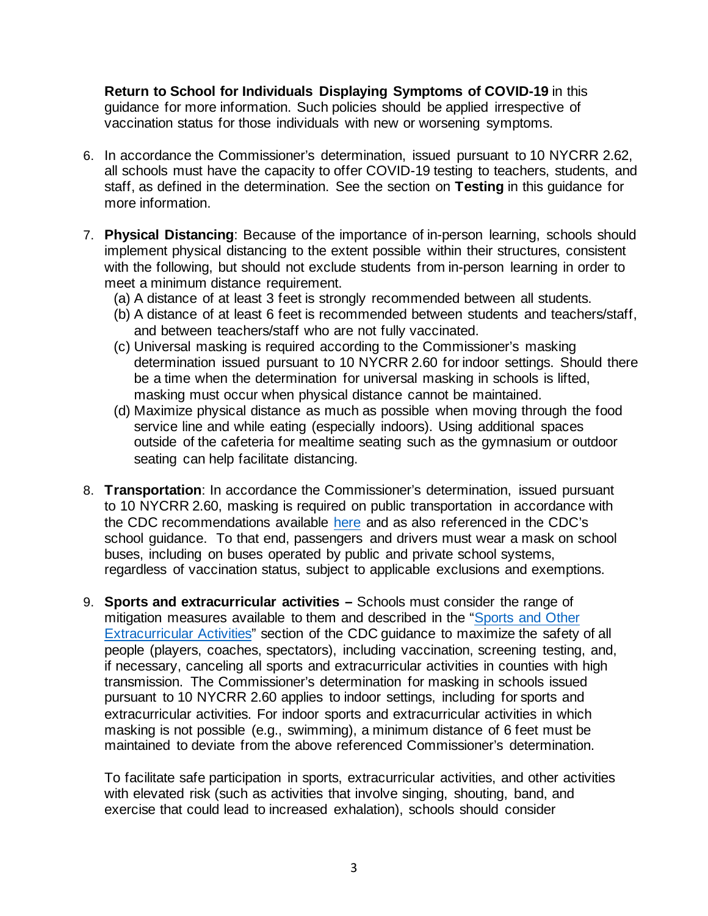**Return to School for Individuals Displaying Symptoms of COVID-19** in this guidance for more information. Such policies should be applied irrespective of vaccination status for those individuals with new or worsening symptoms.

6. In accordance the Commissioner's determination, issued pursuant to 10 NYCRR 2.62, all schools must have the capacity to offer COVID-19 testing to teachers, students, and staff, as defined in the determination. See the section on **Testing** in this guidance for more information.

7. **Physical Distancing**: Because of the importance of in-person learning, schools should implement physical distancing to the extent possible within their structures, consistent with the following, but should not exclude students from in-person learning in order to meet a minimum distance requirement.
   (a) A distance of at least 3 feet is strongly recommended between all students.
   (b) A distance of at least 6 feet is recommended between students and teachers/staff, and between teachers/staff who are not fully vaccinated.
   (c) Universal masking is required according to the Commissioner's masking determination issued pursuant to 10 NYCRR 2.60 for indoor settings. Should there be a time when the determination for universal masking in schools is lifted, masking must occur when physical distance cannot be maintained.
   (d) Maximize physical distance as much as possible when moving through the food service line and while eating (especially indoors). Using additional spaces outside of the cafeteria for mealtime seating such as the gymnasium or outdoor seating can help facilitate distancing.

8. **Transportation**: In accordance the Commissioner's determination, issued pursuant to 10 NYCRR 2.60, masking is required on public transportation in accordance with the CDC recommendations available here and as also referenced in the CDC's school guidance. To that end, passengers and drivers must wear a mask on school buses, including on buses operated by public and private school systems, regardless of vaccination status, subject to applicable exclusions and exemptions.

9. **Sports and extracurricular activities –** Schools must consider the range of mitigation measures available to them and described in the "Sports and Other Extracurricular Activities" section of the CDC guidance to maximize the safety of all people (players, coaches, spectators), including vaccination, screening testing, and, if necessary, canceling all sports and extracurricular activities in counties with high transmission. The Commissioner's determination for masking in schools issued pursuant to 10 NYCRR 2.60 applies to indoor settings, including for sports and extracurricular activities. For indoor sports and extracurricular activities in which masking is not possible (e.g., swimming), a minimum distance of 6 feet must be maintained to deviate from the above referenced Commissioner's determination.

   To facilitate safe participation in sports, extracurricular activities, and other activities with elevated risk (such as activities that involve singing, shouting, band, and exercise that could lead to increased exhalation), schools should consider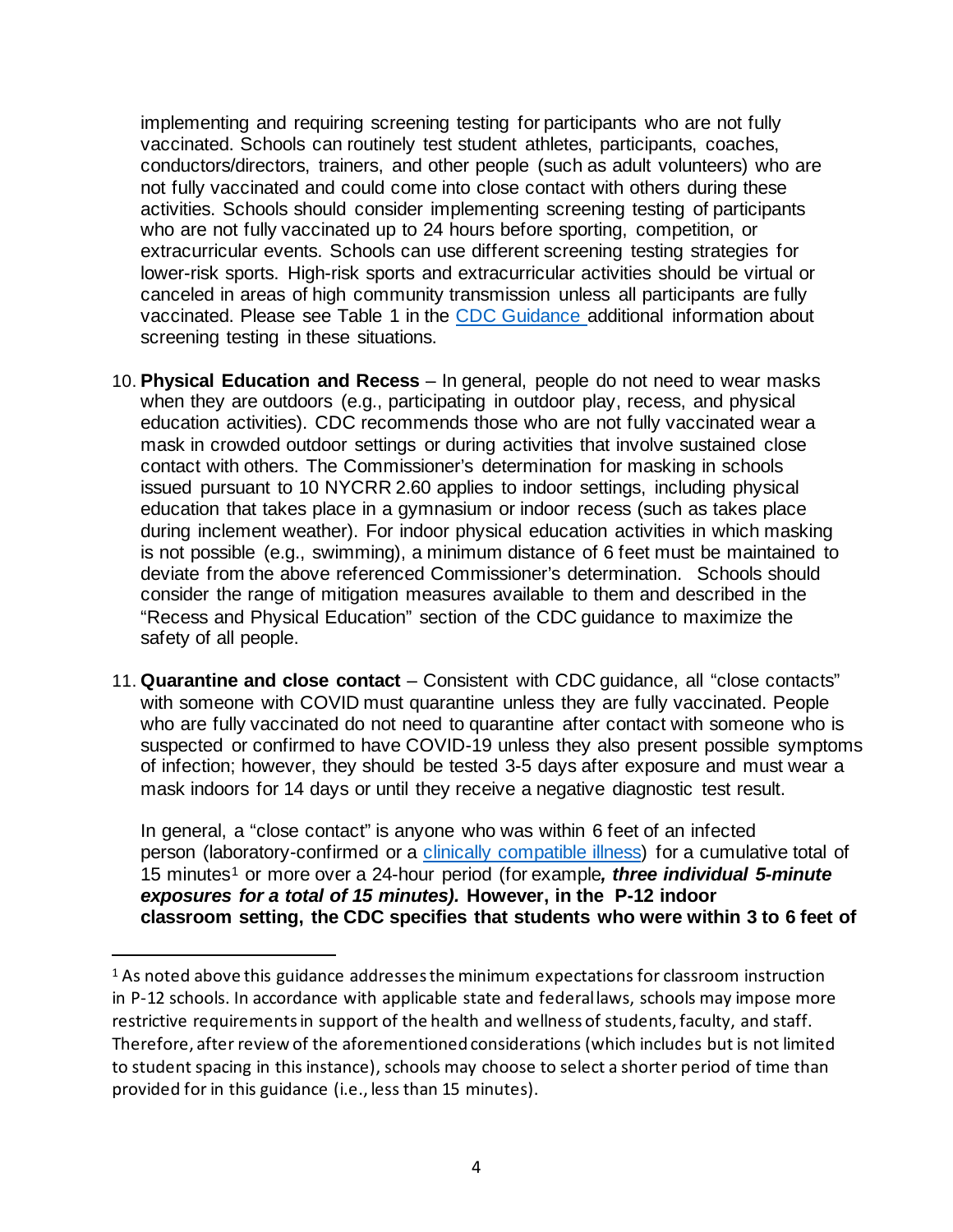implementing and requiring screening testing for participants who are not fully vaccinated. Schools can routinely test student athletes, participants, coaches, conductors/directors, trainers, and other people (such as adult volunteers) who are not fully vaccinated and could come into close contact with others during these activities. Schools should consider implementing screening testing of participants who are not fully vaccinated up to 24 hours before sporting, competition, or extracurricular events. Schools can use different screening testing strategies for lower-risk sports. High-risk sports and extracurricular activities should be virtual or canceled in areas of high community transmission unless all participants are fully vaccinated. Please see Table 1 in the [CDC Guidance ]additional information about screening testing in these situations.

10. **Physical Education and Recess** – In general, people do not need to wear masks when they are outdoors (e.g., participating in outdoor play, recess, and physical education activities). CDC recommends those who are not fully vaccinated wear a mask in crowded outdoor settings or during activities that involve sustained close contact with others. The Commissioner's determination for masking in schools issued pursuant to 10 NYCRR 2.60 applies to indoor settings, including physical education that takes place in a gymnasium or indoor recess (such as takes place during inclement weather). For indoor physical education activities in which masking is not possible (e.g., swimming), a minimum distance of 6 feet must be maintained to deviate from the above referenced Commissioner's determination. Schools should consider the range of mitigation measures available to them and described in the "Recess and Physical Education" section of the CDC guidance to maximize the safety of all people.

11. **Quarantine and close contact** – Consistent with CDC guidance, all "close contacts" with someone with COVID must quarantine unless they are fully vaccinated. People who are fully vaccinated do not need to quarantine after contact with someone who is suspected or confirmed to have COVID-19 unless they also present possible symptoms of infection; however, they should be tested 3-5 days after exposure and must wear a mask indoors for 14 days or until they receive a negative diagnostic test result.

    In general, a "close contact" is anyone who was within 6 feet of an infected person (laboratory-confirmed or a [clinically compatible illness]) for a cumulative total of 15 minutes[1] or more over a 24-hour period (for example***, three individual 5-minute exposures for a total of 15 minutes).*** **However, in the P-12 indoor classroom setting, the CDC specifies that students who were within 3 to 6 feet of**

---

[1] As noted above this guidance addresses the minimum expectations for classroom instruction in P-12 schools. In accordance with applicable state and federal laws, schools may impose more restrictive requirements in support of the health and wellness of students, faculty, and staff. Therefore, after review of the aforementioned considerations (which includes but is not limited to student spacing in this instance), schools may choose to select a shorter period of time than provided for in this guidance (i.e., less than 15 minutes).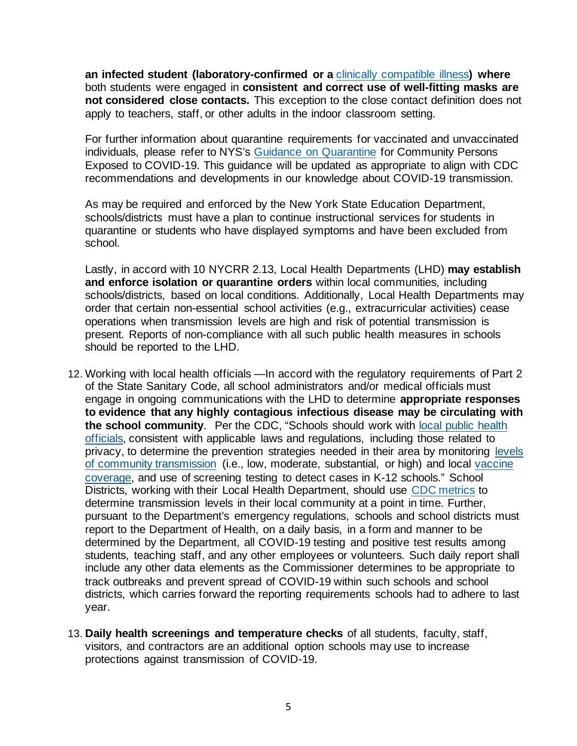**an infected student (laboratory-confirmed or a clinically compatible illness) where** both students were engaged in **consistent and correct use of well-fitting masks are not considered close contacts.** This exception to the close contact definition does not apply to teachers, staff, or other adults in the indoor classroom setting.

For further information about quarantine requirements for vaccinated and unvaccinated individuals, please refer to NYS's Guidance on Quarantine for Community Persons Exposed to COVID-19. This guidance will be updated as appropriate to align with CDC recommendations and developments in our knowledge about COVID-19 transmission.

As may be required and enforced by the New York State Education Department, schools/districts must have a plan to continue instructional services for students in quarantine or students who have displayed symptoms and have been excluded from school.

Lastly, in accord with 10 NYCRR 2.13, Local Health Departments (LHD) **may establish and enforce isolation or quarantine orders** within local communities, including schools/districts, based on local conditions. Additionally, Local Health Departments may order that certain non-essential school activities (e.g., extracurricular activities) cease operations when transmission levels are high and risk of potential transmission is present. Reports of non-compliance with all such public health measures in schools should be reported to the LHD.

12. Working with local health officials —In accord with the regulatory requirements of Part 2 of the State Sanitary Code, all school administrators and/or medical officials must engage in ongoing communications with the LHD to determine **appropriate responses to evidence that any highly contagious infectious disease may be circulating with the school community**. Per the CDC, "Schools should work with local public health officials, consistent with applicable laws and regulations, including those related to privacy, to determine the prevention strategies needed in their area by monitoring levels of community transmission (i.e., low, moderate, substantial, or high) and local vaccine coverage, and use of screening testing to detect cases in K-12 schools." School Districts, working with their Local Health Department, should use CDC metrics to determine transmission levels in their local community at a point in time. Further, pursuant to the Department's emergency regulations, schools and school districts must report to the Department of Health, on a daily basis, in a form and manner to be determined by the Department, all COVID-19 testing and positive test results among students, teaching staff, and any other employees or volunteers. Such daily report shall include any other data elements as the Commissioner determines to be appropriate to track outbreaks and prevent spread of COVID-19 within such schools and school districts, which carries forward the reporting requirements schools had to adhere to last year.

13. **Daily health screenings and temperature checks** of all students, faculty, staff, visitors, and contractors are an additional option schools may use to increase protections against transmission of COVID-19.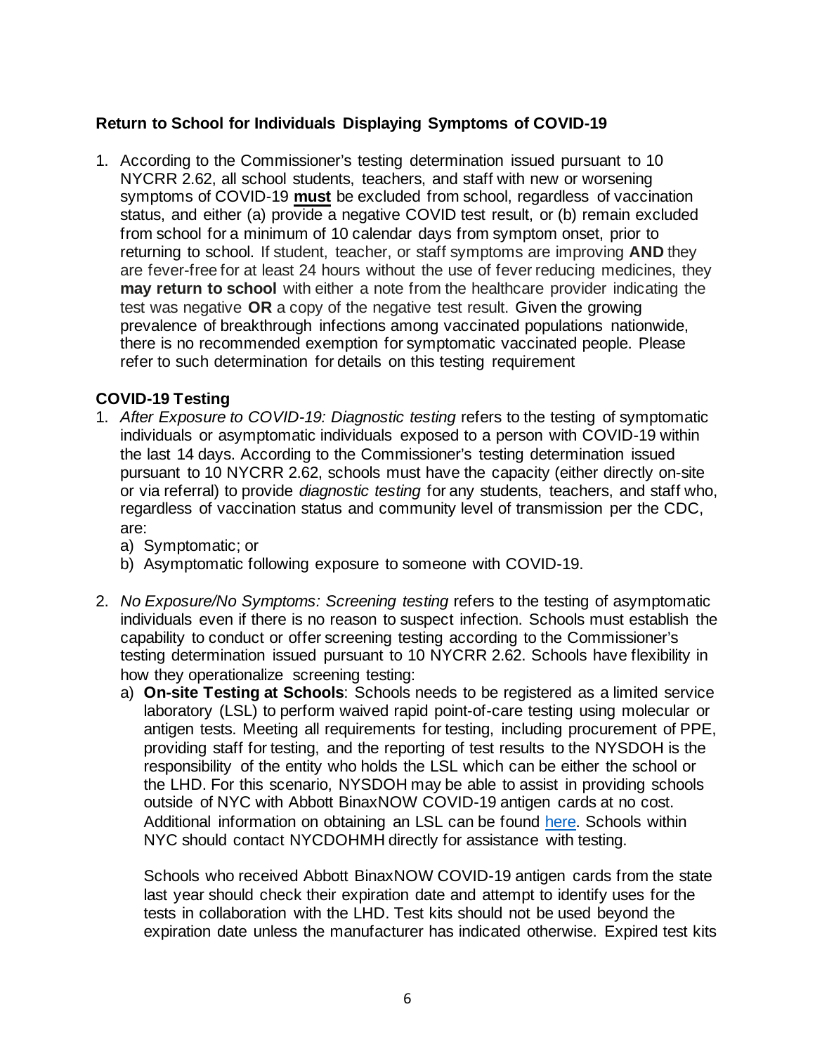## Return to School for Individuals Displaying Symptoms of COVID-19

1. According to the Commissioner's testing determination issued pursuant to 10 NYCRR 2.62, all school students, teachers, and staff with new or worsening symptoms of COVID-19 **must** be excluded from school, regardless of vaccination status, and either (a) provide a negative COVID test result, or (b) remain excluded from school for a minimum of 10 calendar days from symptom onset, prior to returning to school. If student, teacher, or staff symptoms are improving **AND** they are fever-free for at least 24 hours without the use of fever reducing medicines, they **may return to school** with either a note from the healthcare provider indicating the test was negative **OR** a copy of the negative test result. Given the growing prevalence of breakthrough infections among vaccinated populations nationwide, there is no recommended exemption for symptomatic vaccinated people. Please refer to such determination for details on this testing requirement

## COVID-19 Testing

1. *After Exposure to COVID-19: Diagnostic testing* refers to the testing of symptomatic individuals or asymptomatic individuals exposed to a person with COVID-19 within the last 14 days. According to the Commissioner's testing determination issued pursuant to 10 NYCRR 2.62, schools must have the capacity (either directly on-site or via referral) to provide *diagnostic testing* for any students, teachers, and staff who, regardless of vaccination status and community level of transmission per the CDC, are:
   a) Symptomatic; or
   b) Asymptomatic following exposure to someone with COVID-19.

2. *No Exposure/No Symptoms: Screening testing* refers to the testing of asymptomatic individuals even if there is no reason to suspect infection. Schools must establish the capability to conduct or offer screening testing according to the Commissioner's testing determination issued pursuant to 10 NYCRR 2.62. Schools have flexibility in how they operationalize screening testing:
   a) **On-site Testing at Schools**: Schools needs to be registered as a limited service laboratory (LSL) to perform waived rapid point-of-care testing using molecular or antigen tests. Meeting all requirements for testing, including procurement of PPE, providing staff for testing, and the reporting of test results to the NYSDOH is the responsibility of the entity who holds the LSL which can be either the school or the LHD. For this scenario, NYSDOH may be able to assist in providing schools outside of NYC with Abbott BinaxNOW COVID-19 antigen cards at no cost. Additional information on obtaining an LSL can be found here. Schools within NYC should contact NYCDOHMH directly for assistance with testing.

      Schools who received Abbott BinaxNOW COVID-19 antigen cards from the state last year should check their expiration date and attempt to identify uses for the tests in collaboration with the LHD. Test kits should not be used beyond the expiration date unless the manufacturer has indicated otherwise. Expired test kits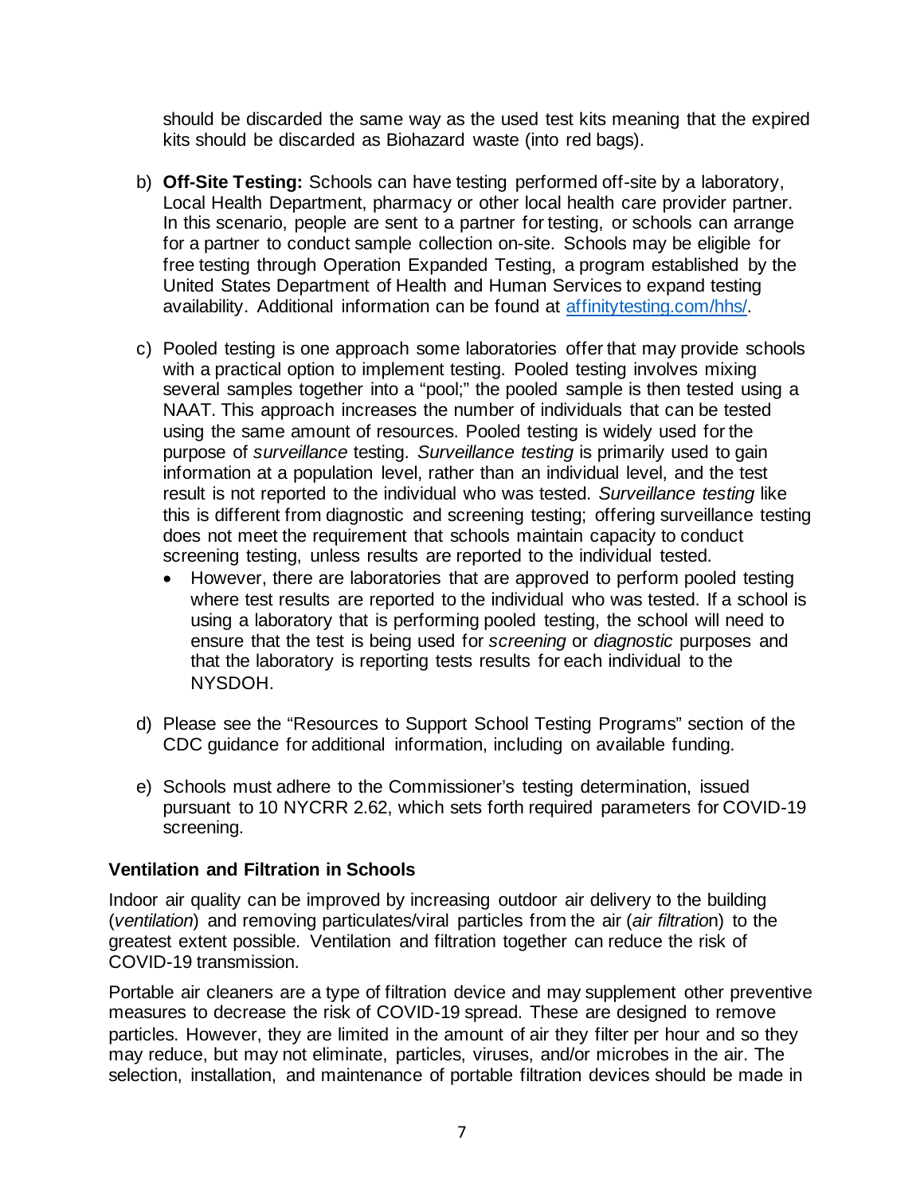should be discarded the same way as the used test kits meaning that the expired kits should be discarded as Biohazard waste (into red bags).

b) **Off-Site Testing:** Schools can have testing performed off-site by a laboratory, Local Health Department, pharmacy or other local health care provider partner. In this scenario, people are sent to a partner for testing, or schools can arrange for a partner to conduct sample collection on-site. Schools may be eligible for free testing through Operation Expanded Testing, a program established by the United States Department of Health and Human Services to expand testing availability. Additional information can be found at [affinitytesting.com/hhs/](affinitytesting.com/hhs/).

c) Pooled testing is one approach some laboratories offer that may provide schools with a practical option to implement testing. Pooled testing involves mixing several samples together into a "pool;" the pooled sample is then tested using a NAAT. This approach increases the number of individuals that can be tested using the same amount of resources. Pooled testing is widely used for the purpose of *surveillance* testing. *Surveillance testing* is primarily used to gain information at a population level, rather than an individual level, and the test result is not reported to the individual who was tested. *Surveillance testing* like this is different from diagnostic and screening testing; offering surveillance testing does not meet the requirement that schools maintain capacity to conduct screening testing, unless results are reported to the individual tested.
   - However, there are laboratories that are approved to perform pooled testing where test results are reported to the individual who was tested. If a school is using a laboratory that is performing pooled testing, the school will need to ensure that the test is being used for *screening* or *diagnostic* purposes and that the laboratory is reporting tests results for each individual to the NYSDOH.

d) Please see the "Resources to Support School Testing Programs" section of the CDC guidance for additional information, including on available funding.

e) Schools must adhere to the Commissioner's testing determination, issued pursuant to 10 NYCRR 2.62, which sets forth required parameters for COVID-19 screening.

### Ventilation and Filtration in Schools

Indoor air quality can be improved by increasing outdoor air delivery to the building (*ventilation*) and removing particulates/viral particles from the air (*air filtration*) to the greatest extent possible. Ventilation and filtration together can reduce the risk of COVID-19 transmission.

Portable air cleaners are a type of filtration device and may supplement other preventive measures to decrease the risk of COVID-19 spread. These are designed to remove particles. However, they are limited in the amount of air they filter per hour and so they may reduce, but may not eliminate, particles, viruses, and/or microbes in the air. The selection, installation, and maintenance of portable filtration devices should be made in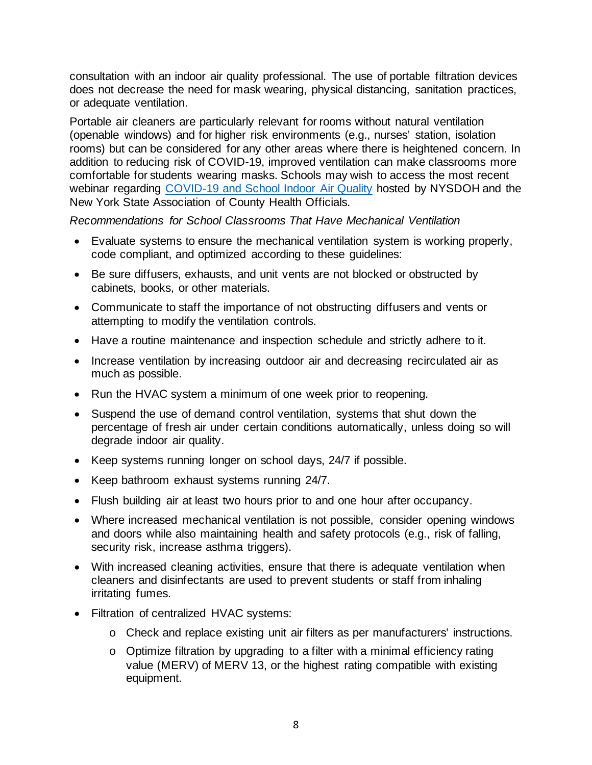consultation with an indoor air quality professional. The use of portable filtration devices does not decrease the need for mask wearing, physical distancing, sanitation practices, or adequate ventilation.

Portable air cleaners are particularly relevant for rooms without natural ventilation (openable windows) and for higher risk environments (e.g., nurses' station, isolation rooms) but can be considered for any other areas where there is heightened concern. In addition to reducing risk of COVID-19, improved ventilation can make classrooms more comfortable for students wearing masks. Schools may wish to access the most recent webinar regarding [COVID-19 and School Indoor Air Quality] hosted by NYSDOH and the New York State Association of County Health Officials.

*Recommendations for School Classrooms That Have Mechanical Ventilation*

- Evaluate systems to ensure the mechanical ventilation system is working properly, code compliant, and optimized according to these guidelines:
- Be sure diffusers, exhausts, and unit vents are not blocked or obstructed by cabinets, books, or other materials.
- Communicate to staff the importance of not obstructing diffusers and vents or attempting to modify the ventilation controls.
- Have a routine maintenance and inspection schedule and strictly adhere to it.
- Increase ventilation by increasing outdoor air and decreasing recirculated air as much as possible.
- Run the HVAC system a minimum of one week prior to reopening.
- Suspend the use of demand control ventilation, systems that shut down the percentage of fresh air under certain conditions automatically, unless doing so will degrade indoor air quality.
- Keep systems running longer on school days, 24/7 if possible.
- Keep bathroom exhaust systems running 24/7.
- Flush building air at least two hours prior to and one hour after occupancy.
- Where increased mechanical ventilation is not possible, consider opening windows and doors while also maintaining health and safety protocols (e.g., risk of falling, security risk, increase asthma triggers).
- With increased cleaning activities, ensure that there is adequate ventilation when cleaners and disinfectants are used to prevent students or staff from inhaling irritating fumes.
- Filtration of centralized HVAC systems:
  - Check and replace existing unit air filters as per manufacturers' instructions.
  - Optimize filtration by upgrading to a filter with a minimal efficiency rating value (MERV) of MERV 13, or the highest rating compatible with existing equipment.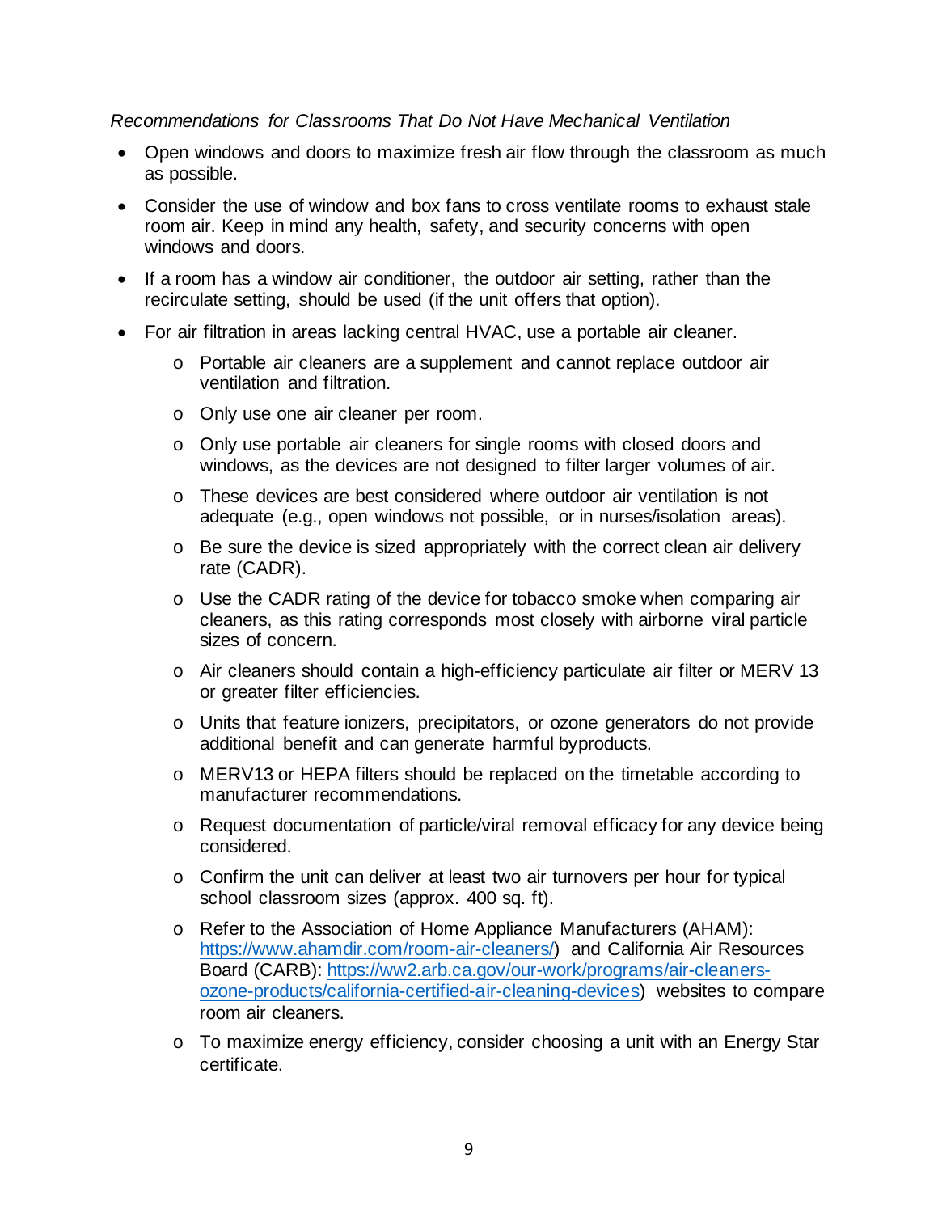*Recommendations for Classrooms That Do Not Have Mechanical Ventilation*

- Open windows and doors to maximize fresh air flow through the classroom as much as possible.
- Consider the use of window and box fans to cross ventilate rooms to exhaust stale room air. Keep in mind any health, safety, and security concerns with open windows and doors.
- If a room has a window air conditioner, the outdoor air setting, rather than the recirculate setting, should be used (if the unit offers that option).
- For air filtration in areas lacking central HVAC, use a portable air cleaner.
    - Portable air cleaners are a supplement and cannot replace outdoor air ventilation and filtration.
    - Only use one air cleaner per room.
    - Only use portable air cleaners for single rooms with closed doors and windows, as the devices are not designed to filter larger volumes of air.
    - These devices are best considered where outdoor air ventilation is not adequate (e.g., open windows not possible, or in nurses/isolation areas).
    - Be sure the device is sized appropriately with the correct clean air delivery rate (CADR).
    - Use the CADR rating of the device for tobacco smoke when comparing air cleaners, as this rating corresponds most closely with airborne viral particle sizes of concern.
    - Air cleaners should contain a high-efficiency particulate air filter or MERV 13 or greater filter efficiencies.
    - Units that feature ionizers, precipitators, or ozone generators do not provide additional benefit and can generate harmful byproducts.
    - MERV13 or HEPA filters should be replaced on the timetable according to manufacturer recommendations.
    - Request documentation of particle/viral removal efficacy for any device being considered.
    - Confirm the unit can deliver at least two air turnovers per hour for typical school classroom sizes (approx. 400 sq. ft).
    - Refer to the Association of Home Appliance Manufacturers (AHAM): https://www.ahamdir.com/room-air-cleaners/) and California Air Resources Board (CARB): https://ww2.arb.ca.gov/our-work/programs/air-cleaners-ozone-products/california-certified-air-cleaning-devices) websites to compare room air cleaners.
    - To maximize energy efficiency, consider choosing a unit with an Energy Star certificate.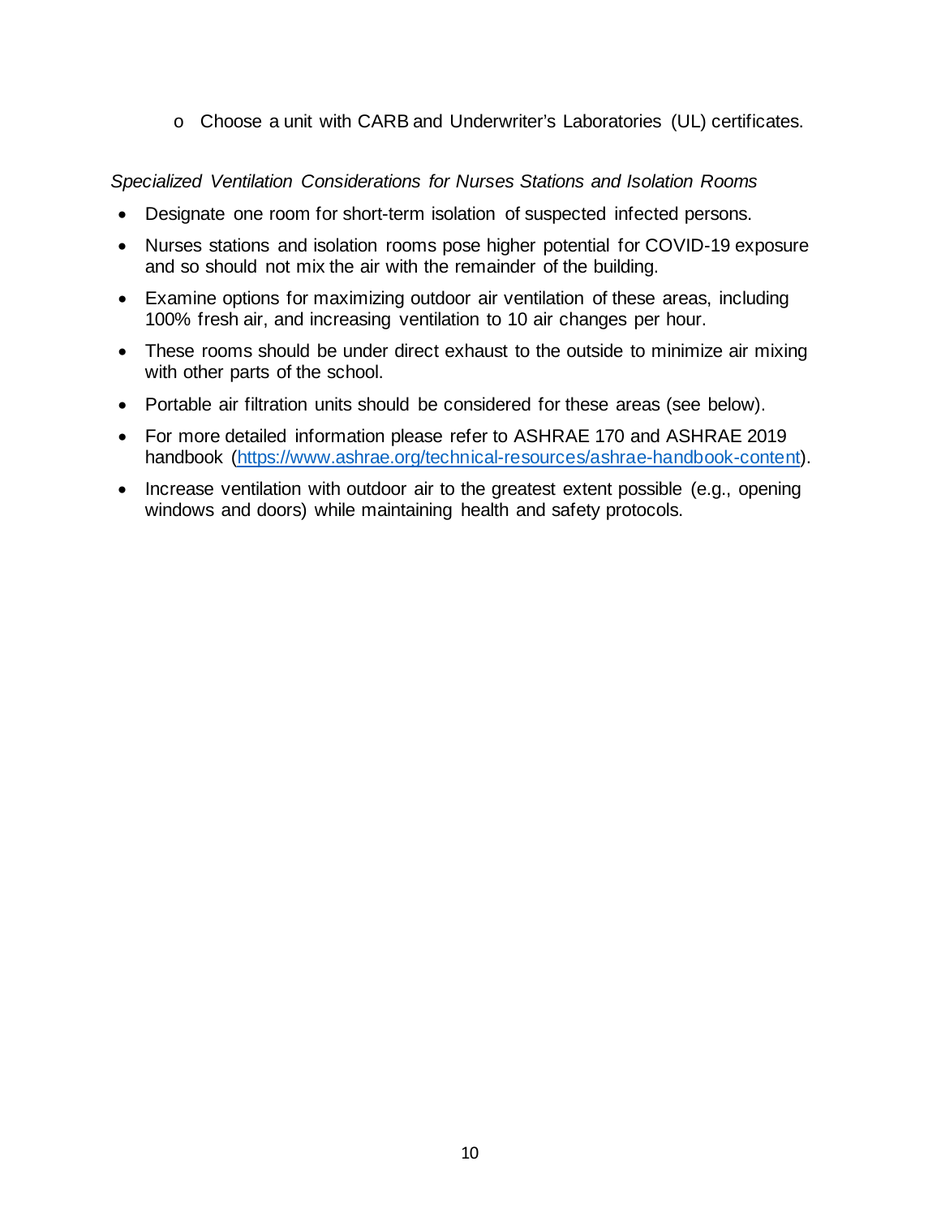- Choose a unit with CARB and Underwriter's Laboratories (UL) certificates.

*Specialized Ventilation Considerations for Nurses Stations and Isolation Rooms*

- Designate one room for short-term isolation of suspected infected persons.
- Nurses stations and isolation rooms pose higher potential for COVID-19 exposure and so should not mix the air with the remainder of the building.
- Examine options for maximizing outdoor air ventilation of these areas, including 100% fresh air, and increasing ventilation to 10 air changes per hour.
- These rooms should be under direct exhaust to the outside to minimize air mixing with other parts of the school.
- Portable air filtration units should be considered for these areas (see below).
- For more detailed information please refer to ASHRAE 170 and ASHRAE 2019 handbook (https://www.ashrae.org/technical-resources/ashrae-handbook-content).
- Increase ventilation with outdoor air to the greatest extent possible (e.g., opening windows and doors) while maintaining health and safety protocols.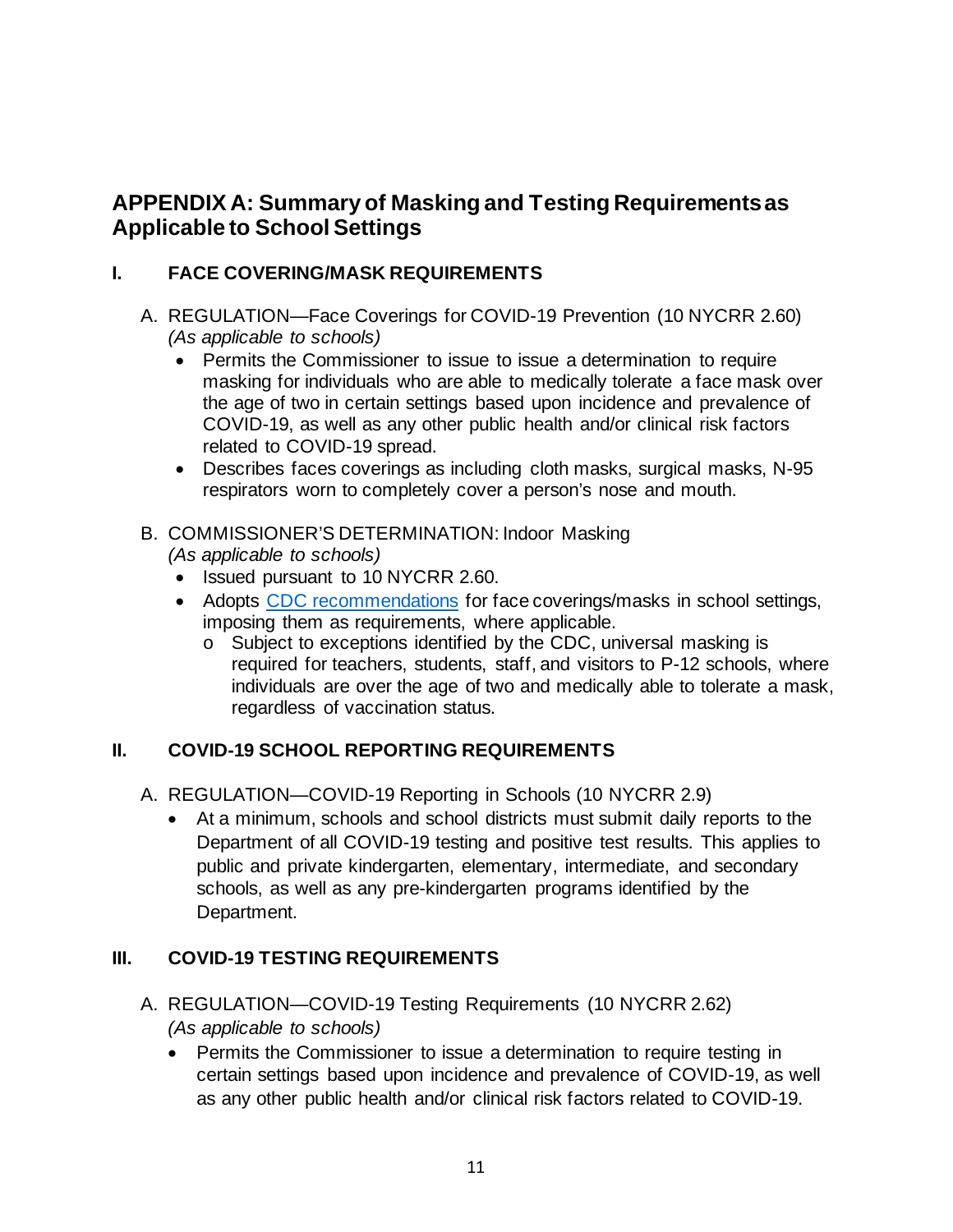## APPENDIX A: Summary of Masking and Testing Requirements as Applicable to School Settings

### I. FACE COVERING/MASK REQUIREMENTS

A. REGULATION—Face Coverings for COVID-19 Prevention (10 NYCRR 2.60) *(As applicable to schools)*

- Permits the Commissioner to issue to issue a determination to require masking for individuals who are able to medically tolerate a face mask over the age of two in certain settings based upon incidence and prevalence of COVID-19, as well as any other public health and/or clinical risk factors related to COVID-19 spread.
- Describes faces coverings as including cloth masks, surgical masks, N-95 respirators worn to completely cover a person's nose and mouth.

B. COMMISSIONER'S DETERMINATION: Indoor Masking *(As applicable to schools)*

- Issued pursuant to 10 NYCRR 2.60.
- Adopts CDC recommendations for face coverings/masks in school settings, imposing them as requirements, where applicable.
  - Subject to exceptions identified by the CDC, universal masking is required for teachers, students, staff, and visitors to P-12 schools, where individuals are over the age of two and medically able to tolerate a mask, regardless of vaccination status.

### II. COVID-19 SCHOOL REPORTING REQUIREMENTS

A. REGULATION—COVID-19 Reporting in Schools (10 NYCRR 2.9)

- At a minimum, schools and school districts must submit daily reports to the Department of all COVID-19 testing and positive test results. This applies to public and private kindergarten, elementary, intermediate, and secondary schools, as well as any pre-kindergarten programs identified by the Department.

### III. COVID-19 TESTING REQUIREMENTS

A. REGULATION—COVID-19 Testing Requirements (10 NYCRR 2.62) *(As applicable to schools)*

- Permits the Commissioner to issue a determination to require testing in certain settings based upon incidence and prevalence of COVID-19, as well as any other public health and/or clinical risk factors related to COVID-19.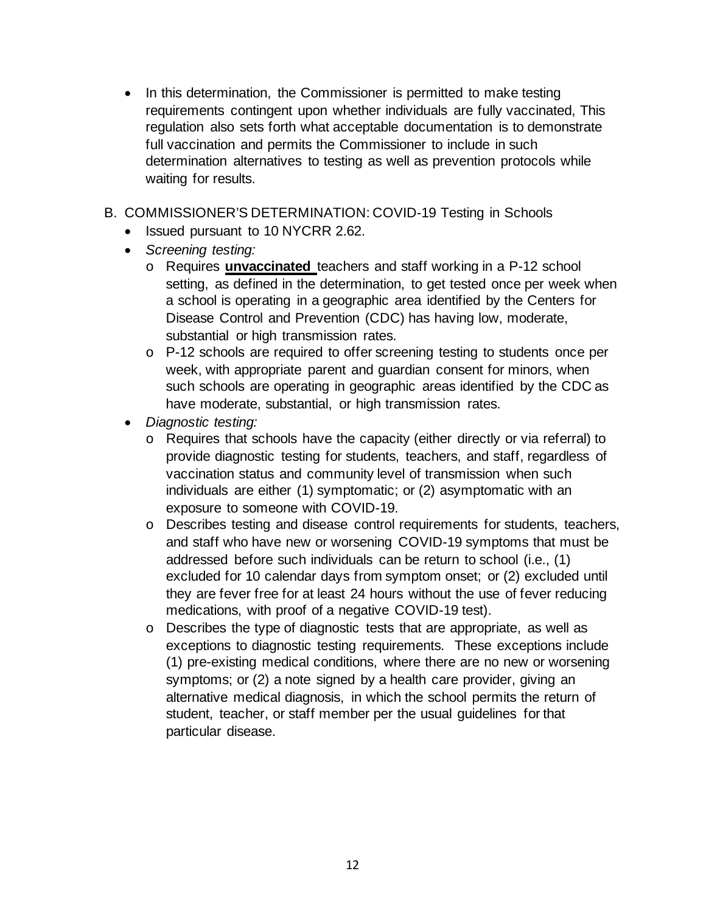- In this determination, the Commissioner is permitted to make testing requirements contingent upon whether individuals are fully vaccinated, This regulation also sets forth what acceptable documentation is to demonstrate full vaccination and permits the Commissioner to include in such determination alternatives to testing as well as prevention protocols while waiting for results.

B. COMMISSIONER'S DETERMINATION: COVID-19 Testing in Schools

- Issued pursuant to 10 NYCRR 2.62.
- *Screening testing:*
  - Requires **unvaccinated** teachers and staff working in a P-12 school setting, as defined in the determination, to get tested once per week when a school is operating in a geographic area identified by the Centers for Disease Control and Prevention (CDC) has having low, moderate, substantial or high transmission rates.
  - P-12 schools are required to offer screening testing to students once per week, with appropriate parent and guardian consent for minors, when such schools are operating in geographic areas identified by the CDC as have moderate, substantial, or high transmission rates.
- *Diagnostic testing:*
  - Requires that schools have the capacity (either directly or via referral) to provide diagnostic testing for students, teachers, and staff, regardless of vaccination status and community level of transmission when such individuals are either (1) symptomatic; or (2) asymptomatic with an exposure to someone with COVID-19.
  - Describes testing and disease control requirements for students, teachers, and staff who have new or worsening COVID-19 symptoms that must be addressed before such individuals can be return to school (i.e., (1) excluded for 10 calendar days from symptom onset; or (2) excluded until they are fever free for at least 24 hours without the use of fever reducing medications, with proof of a negative COVID-19 test).
  - Describes the type of diagnostic tests that are appropriate, as well as exceptions to diagnostic testing requirements. These exceptions include (1) pre-existing medical conditions, where there are no new or worsening symptoms; or (2) a note signed by a health care provider, giving an alternative medical diagnosis, in which the school permits the return of student, teacher, or staff member per the usual guidelines for that particular disease.